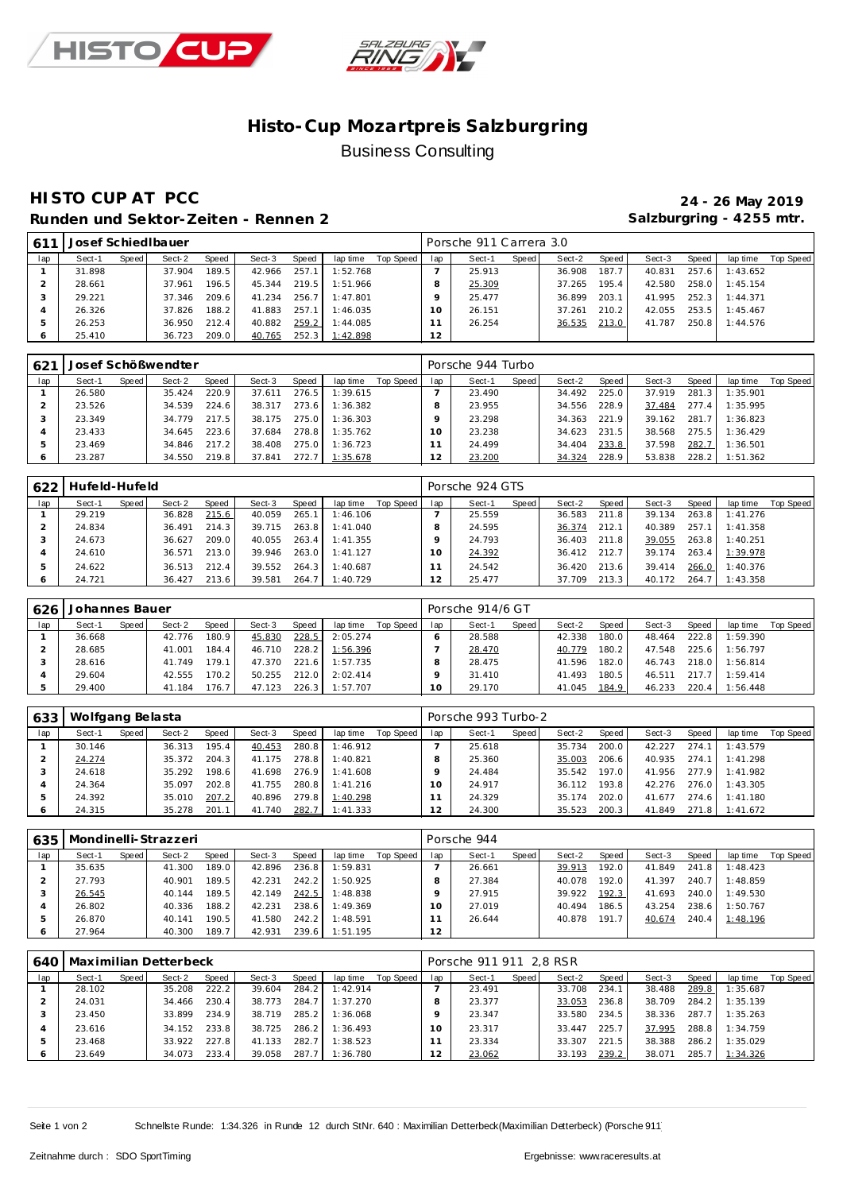# Histo-Cup Mozartpreis Salzburgring

Business Consulting

## HISTO CUP AT PCC

**Runden und Sektor-Zeiten - Rennen 2**

**24 - 26 May 2019**

**Salzburgring - 4255 mtr.**

| 611 | Josef Schiedlbauer | | | | | | | | | Porsche 911 Carrera 3.0 | | | | | | | | | |
|---|---|---|---|---|---|---|---|---|---|---|---|---|---|---|---|---|---|---|---|
| lap | Sect-1 | Speed | Sect-2 | Speed | Sect-3 | Speed | lap time | Top Speed | lap | Sect-1 | Speed | Sect-2 | Speed | Sect-3 | Speed | lap time | Top Speed |
| 1 | 31.898 | | 37.904 | 189.5 | 42.966 | 257.1 | 1:52.768 | | 7 | 25.913 | | 36.908 | 187.7 | 40.831 | 257.6 | 1:43.652 | |
| 2 | 28.661 | | 37.961 | 196.5 | 45.344 | 219.5 | 1:51.966 | | 8 | 25.309 | | 37.265 | 195.4 | 42.580 | 258.0 | 1:45.154 | |
| 3 | 29.221 | | 37.346 | 209.6 | 41.234 | 256.7 | 1:47.801 | | 9 | 25.477 | | 36.899 | 203.1 | 41.995 | 252.3 | 1:44.371 | |
| 4 | 26.326 | | 37.826 | 188.2 | 41.883 | 257.1 | 1:46.035 | | 10 | 26.151 | | 37.261 | 210.2 | 42.055 | 253.5 | 1:45.467 | |
| 5 | 26.253 | | 36.950 | 212.4 | 40.882 | 259.2 | 1:44.085 | | 11 | 26.254 | | 36.535 | 213.0 | 41.787 | 250.8 | 1:44.576 | |
| 6 | 25.410 | | 36.723 | 209.0 | 40.765 | 252.3 | 1:42.898 | | 12 | | | | | | | | |

| 621 | Josef Schößwendter | | | | | | | | | Porsche 944 Turbo | | | | | | | | | |
|---|---|---|---|---|---|---|---|---|---|---|---|---|---|---|---|---|---|---|---|
| lap | Sect-1 | Speed | Sect-2 | Speed | Sect-3 | Speed | lap time | Top Speed | lap | Sect-1 | Speed | Sect-2 | Speed | Sect-3 | Speed | lap time | Top Speed |
| 1 | 26.580 | | 35.424 | 220.9 | 37.611 | 276.5 | 1:39.615 | | 7 | 23.490 | | 34.492 | 225.0 | 37.919 | 281.3 | 1:35.901 | |
| 2 | 23.526 | | 34.539 | 224.6 | 38.317 | 273.6 | 1:36.382 | | 8 | 23.955 | | 34.556 | 228.9 | 37.484 | 277.4 | 1:35.995 | |
| 3 | 23.349 | | 34.779 | 217.5 | 38.175 | 275.0 | 1:36.303 | | 9 | 23.298 | | 34.363 | 221.9 | 39.162 | 281.7 | 1:36.823 | |
| 4 | 23.433 | | 34.645 | 223.6 | 37.684 | 278.8 | 1:35.762 | | 10 | 23.238 | | 34.623 | 231.5 | 38.568 | 275.5 | 1:36.429 | |
| 5 | 23.469 | | 34.846 | 217.2 | 38.408 | 275.0 | 1:36.723 | | 11 | 24.499 | | 34.404 | 233.8 | 37.598 | 282.7 | 1:36.501 | |
| 6 | 23.287 | | 34.550 | 219.8 | 37.841 | 272.7 | 1:35.678 | | 12 | 23.200 | | 34.324 | 228.9 | 53.838 | 228.2 | 1:51.362 | |

| 622 | Hufeld-Hufeld | | | | | | | | | Porsche 924 GTS | | | | | | | | | |
|---|---|---|---|---|---|---|---|---|---|---|---|---|---|---|---|---|---|---|---|
| lap | Sect-1 | Speed | Sect-2 | Speed | Sect-3 | Speed | lap time | Top Speed | lap | Sect-1 | Speed | Sect-2 | Speed | Sect-3 | Speed | lap time | Top Speed |
| 1 | 29.219 | | 36.828 | 215.6 | 40.059 | 265.1 | 1:46.106 | | 7 | 25.559 | | 36.583 | 211.8 | 39.134 | 263.8 | 1:41.276 | |
| 2 | 24.834 | | 36.491 | 214.3 | 39.715 | 263.8 | 1:41.040 | | 8 | 24.595 | | 36.374 | 212.1 | 40.389 | 257.1 | 1:41.358 | |
| 3 | 24.673 | | 36.627 | 209.0 | 40.055 | 263.4 | 1:41.355 | | 9 | 24.793 | | 36.403 | 211.8 | 39.055 | 263.8 | 1:40.251 | |
| 4 | 24.610 | | 36.571 | 213.0 | 39.946 | 263.0 | 1:41.127 | | 10 | 24.392 | | 36.412 | 212.7 | 39.174 | 263.4 | 1:39.978 | |
| 5 | 24.622 | | 36.513 | 212.4 | 39.552 | 264.3 | 1:40.687 | | 11 | 24.542 | | 36.420 | 213.6 | 39.414 | 266.0 | 1:40.376 | |
| 6 | 24.721 | | 36.427 | 213.6 | 39.581 | 264.7 | 1:40.729 | | 12 | 25.477 | | 37.709 | 213.3 | 40.172 | 264.7 | 1:43.358 | |

| 626 | Johannes Bauer | | | | | | | | | Porsche 914/6 GT | | | | | | | | | |
|---|---|---|---|---|---|---|---|---|---|---|---|---|---|---|---|---|---|---|---|
| lap | Sect-1 | Speed | Sect-2 | Speed | Sect-3 | Speed | lap time | Top Speed | lap | Sect-1 | Speed | Sect-2 | Speed | Sect-3 | Speed | lap time | Top Speed |
| 1 | 36.668 | | 42.776 | 180.9 | 45.830 | 228.5 | 2:05.274 | | 6 | 28.588 | | 42.338 | 180.0 | 48.464 | 222.8 | 1:59.390 | |
| 2 | 28.685 | | 41.001 | 184.4 | 46.710 | 228.2 | 1:56.396 | | 7 | 28.470 | | 40.779 | 180.2 | 47.548 | 225.6 | 1:56.797 | |
| 3 | 28.616 | | 41.749 | 179.1 | 47.370 | 221.6 | 1:57.735 | | 8 | 28.475 | | 41.596 | 182.0 | 46.743 | 218.0 | 1:56.814 | |
| 4 | 29.604 | | 42.555 | 170.2 | 50.255 | 212.0 | 2:02.414 | | 9 | 31.410 | | 41.493 | 180.5 | 46.511 | 217.7 | 1:59.414 | |
| 5 | 29.400 | | 41.184 | 176.7 | 47.123 | 226.3 | 1:57.707 | | 10 | 29.170 | | 41.045 | 184.9 | 46.233 | 220.4 | 1:56.448 | |

| 633 | Wolfgang Belasta | | | | | | | | | Porsche 993 Turbo-2 | | | | | | | | | |
|---|---|---|---|---|---|---|---|---|---|---|---|---|---|---|---|---|---|---|---|
| lap | Sect-1 | Speed | Sect-2 | Speed | Sect-3 | Speed | lap time | Top Speed | lap | Sect-1 | Speed | Sect-2 | Speed | Sect-3 | Speed | lap time | Top Speed |
| 1 | 30.146 | | 36.313 | 195.4 | 40.453 | 280.8 | 1:46.912 | | 7 | 25.618 | | 35.734 | 200.0 | 42.227 | 274.1 | 1:43.579 | |
| 2 | 24.274 | | 35.372 | 204.3 | 41.175 | 278.8 | 1:40.821 | | 8 | 25.360 | | 35.003 | 206.6 | 40.935 | 274.1 | 1:41.298 | |
| 3 | 24.618 | | 35.292 | 198.6 | 41.698 | 276.9 | 1:41.608 | | 9 | 24.484 | | 35.542 | 197.0 | 41.956 | 277.9 | 1:41.982 | |
| 4 | 24.364 | | 35.097 | 202.8 | 41.755 | 280.8 | 1:41.216 | | 10 | 24.917 | | 36.112 | 193.8 | 42.276 | 276.0 | 1:43.305 | |
| 5 | 24.392 | | 35.010 | 207.2 | 40.896 | 279.8 | 1:40.298 | | 11 | 24.329 | | 35.174 | 202.0 | 41.677 | 274.6 | 1:41.180 | |
| 6 | 24.315 | | 35.278 | 201.1 | 41.740 | 282.7 | 1:41.333 | | 12 | 24.300 | | 35.523 | 200.3 | 41.849 | 271.8 | 1:41.672 | |

| 635 | Mondinelli-Strazzeri | | | | | | | | | Porsche 944 | | | | | | | | | |
|---|---|---|---|---|---|---|---|---|---|---|---|---|---|---|---|---|---|---|---|
| lap | Sect-1 | Speed | Sect-2 | Speed | Sect-3 | Speed | lap time | Top Speed | lap | Sect-1 | Speed | Sect-2 | Speed | Sect-3 | Speed | lap time | Top Speed |
| 1 | 35.635 | | 41.300 | 189.0 | 42.896 | 236.8 | 1:59.831 | | 7 | 26.661 | | 39.913 | 192.0 | 41.849 | 241.8 | 1:48.423 | |
| 2 | 27.793 | | 40.901 | 189.5 | 42.231 | 242.2 | 1:50.925 | | 8 | 27.384 | | 40.078 | 192.0 | 41.397 | 240.7 | 1:48.859 | |
| 3 | 26.545 | | 40.144 | 189.5 | 42.149 | 242.5 | 1:48.838 | | 9 | 27.915 | | 39.922 | 192.3 | 41.693 | 240.0 | 1:49.530 | |
| 4 | 26.802 | | 40.336 | 188.2 | 42.231 | 238.6 | 1:49.369 | | 10 | 27.019 | | 40.494 | 186.5 | 43.254 | 238.6 | 1:50.767 | |
| 5 | 26.870 | | 40.141 | 190.5 | 41.580 | 242.2 | 1:48.591 | | 11 | 26.644 | | 40.878 | 191.7 | 40.674 | 240.4 | 1:48.196 | |
| 6 | 27.964 | | 40.300 | 189.7 | 42.931 | 239.6 | 1:51.195 | | 12 | | | | | | | | |

| 640 | Maximilian Detterbeck | | | | | | | | | Porsche 911 911 2,8 RSR | | | | | | | | | |
|---|---|---|---|---|---|---|---|---|---|---|---|---|---|---|---|---|---|---|---|
| lap | Sect-1 | Speed | Sect-2 | Speed | Sect-3 | Speed | lap time | Top Speed | lap | Sect-1 | Speed | Sect-2 | Speed | Sect-3 | Speed | lap time | Top Speed |
| 1 | 28.102 | | 35.208 | 222.2 | 39.604 | 284.2 | 1:42.914 | | 7 | 23.491 | | 33.708 | 234.1 | 38.488 | 289.8 | 1:35.687 | |
| 2 | 24.031 | | 34.466 | 230.4 | 38.773 | 284.7 | 1:37.270 | | 8 | 23.377 | | 33.053 | 236.8 | 38.709 | 284.2 | 1:35.139 | |
| 3 | 23.450 | | 33.899 | 234.9 | 38.719 | 285.2 | 1:36.068 | | 9 | 23.347 | | 33.580 | 234.5 | 38.336 | 287.7 | 1:35.263 | |
| 4 | 23.616 | | 34.152 | 233.8 | 38.725 | 286.2 | 1:36.493 | | 10 | 23.317 | | 33.447 | 225.7 | 37.995 | 288.8 | 1:34.759 | |
| 5 | 23.468 | | 33.922 | 227.8 | 41.133 | 282.7 | 1:38.523 | | 11 | 23.334 | | 33.307 | 221.5 | 38.388 | 286.2 | 1:35.029 | |
| 6 | 23.649 | | 34.073 | 233.4 | 39.058 | 287.7 | 1:36.780 | | 12 | 23.062 | | 33.193 | 239.2 | 38.071 | 285.7 | 1:34.326 | |

Schnellste Runde: 1:34.326 in Runde 12 durch StNr. 640 : Maximilian Detterbeck(Maximilian Detterbeck) (Porsche 911

Zeitnahme durch : SDO SportTiming

Ergebnisse: www.raceresults.at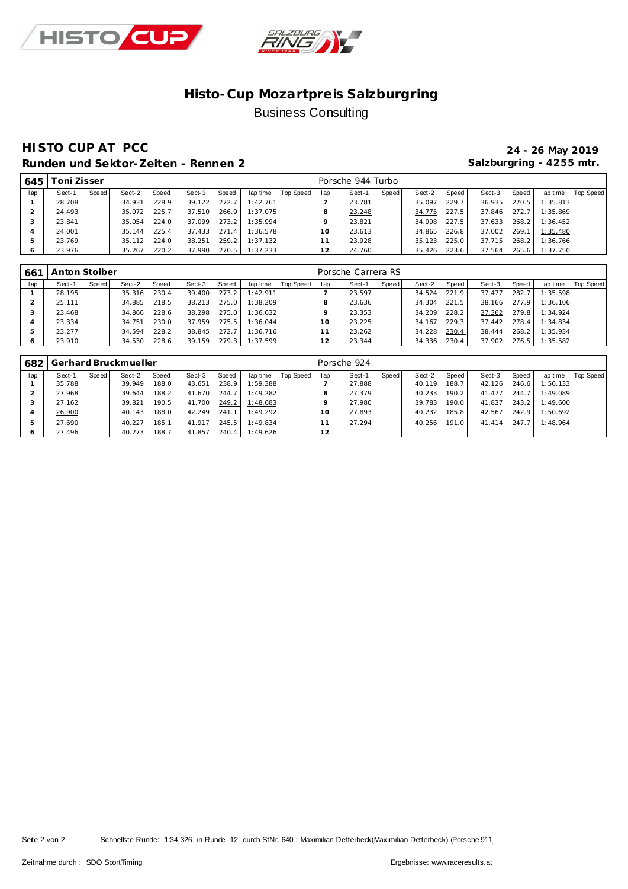# Histo-Cup Mozartpreis Salzburgring

Business Consulting

## HISTO CUP AT PCC

**Runden und Sektor-Zeiten - Rennen 2**

**24 - 26 May 2019**

**Salzburgring - 4255 mtr.**

| 645 | Toni Zisser | | | | | | | | | | Porsche 944 Turbo | | | | | | | | |
|---|---|---|---|---|---|---|---|---|---|---|---|---|---|---|---|---|---|---|---|
| lap | Sect-1 | Speed | Sect-2 | Speed | Sect-3 | Speed | lap time | Top Speed | lap | Sect-1 | Speed | Sect-2 | Speed | Sect-3 | Speed | lap time | Top Speed |
| 1 | 28.708 | | 34.931 | 228.9 | 39.122 | 272.7 | 1:42.761 | | 7 | 23.781 | | 35.097 | 229.7 | 36.935 | 270.5 | 1:35.813 | |
| 2 | 24.493 | | 35.072 | 225.7 | 37.510 | 266.9 | 1:37.075 | | 8 | 23.248 | | 34.775 | 227.5 | 37.846 | 272.7 | 1:35.869 | |
| 3 | 23.841 | | 35.054 | 224.0 | 37.099 | 273.2 | 1:35.994 | | 9 | 23.821 | | 34.998 | 227.5 | 37.633 | 268.2 | 1:36.452 | |
| 4 | 24.001 | | 35.144 | 225.4 | 37.433 | 271.4 | 1:36.578 | | 10 | 23.613 | | 34.865 | 226.8 | 37.002 | 269.1 | 1:35.480 | |
| 5 | 23.769 | | 35.112 | 224.0 | 38.251 | 259.2 | 1:37.132 | | 11 | 23.928 | | 35.123 | 225.0 | 37.715 | 268.2 | 1:36.766 | |
| 6 | 23.976 | | 35.267 | 220.2 | 37.990 | 270.5 | 1:37.233 | | 12 | 24.760 | | 35.426 | 223.6 | 37.564 | 265.6 | 1:37.750 | |

| 661 | Anton Stoiber | | | | | | | | | | Porsche Carrera RS | | | | | | | | |
|---|---|---|---|---|---|---|---|---|---|---|---|---|---|---|---|---|---|---|---|
| lap | Sect-1 | Speed | Sect-2 | Speed | Sect-3 | Speed | lap time | Top Speed | lap | Sect-1 | Speed | Sect-2 | Speed | Sect-3 | Speed | lap time | Top Speed |
| 1 | 28.195 | | 35.316 | 230.4 | 39.400 | 273.2 | 1:42.911 | | 7 | 23.597 | | 34.524 | 221.9 | 37.477 | 282.7 | 1:35.598 | |
| 2 | 25.111 | | 34.885 | 218.5 | 38.213 | 275.0 | 1:38.209 | | 8 | 23.636 | | 34.304 | 221.5 | 38.166 | 277.9 | 1:36.106 | |
| 3 | 23.468 | | 34.866 | 228.6 | 38.298 | 275.0 | 1:36.632 | | 9 | 23.353 | | 34.209 | 228.2 | 37.362 | 279.8 | 1:34.924 | |
| 4 | 23.334 | | 34.751 | 230.0 | 37.959 | 275.5 | 1:36.044 | | 10 | 23.225 | | 34.167 | 229.3 | 37.442 | 278.4 | 1:34.834 | |
| 5 | 23.277 | | 34.594 | 228.2 | 38.845 | 272.7 | 1:36.716 | | 11 | 23.262 | | 34.228 | 230.4 | 38.444 | 268.2 | 1:35.934 | |
| 6 | 23.910 | | 34.530 | 228.6 | 39.159 | 279.3 | 1:37.599 | | 12 | 23.344 | | 34.336 | 230.4 | 37.902 | 276.5 | 1:35.582 | |

| 682 | Gerhard Bruckmueller | | | | | | | | | | Porsche 924 | | | | | | | | |
|---|---|---|---|---|---|---|---|---|---|---|---|---|---|---|---|---|---|---|---|
| lap | Sect-1 | Speed | Sect-2 | Speed | Sect-3 | Speed | lap time | Top Speed | lap | Sect-1 | Speed | Sect-2 | Speed | Sect-3 | Speed | lap time | Top Speed |
| 1 | 35.788 | | 39.949 | 188.0 | 43.651 | 238.9 | 1:59.388 | | 7 | 27.888 | | 40.119 | 188.7 | 42.126 | 246.6 | 1:50.133 | |
| 2 | 27.968 | | 39.644 | 188.2 | 41.670 | 244.7 | 1:49.282 | | 8 | 27.379 | | 40.233 | 190.2 | 41.477 | 244.7 | 1:49.089 | |
| 3 | 27.162 | | 39.821 | 190.5 | 41.700 | 249.2 | 1:48.683 | | 9 | 27.980 | | 39.783 | 190.0 | 41.837 | 243.2 | 1:49.600 | |
| 4 | 26.900 | | 40.143 | 188.0 | 42.249 | 241.1 | 1:49.292 | | 10 | 27.893 | | 40.232 | 185.8 | 42.567 | 242.9 | 1:50.692 | |
| 5 | 27.690 | | 40.227 | 185.1 | 41.917 | 245.5 | 1:49.834 | | 11 | 27.294 | | 40.256 | 191.0 | 41.414 | 247.7 | 1:48.964 | |
| 6 | 27.496 | | 40.273 | 188.7 | 41.857 | 240.4 | 1:49.626 | | 12 | | | | | | | | |

Schnellste Runde: 1:34.326 in Runde 12 durch StNr. 640 : Maximilian Detterbeck(Maximilian Detterbeck) (Porsche 911

Zeitnahme durch : SDO SportTiming

Ergebnisse: www.raceresults.at